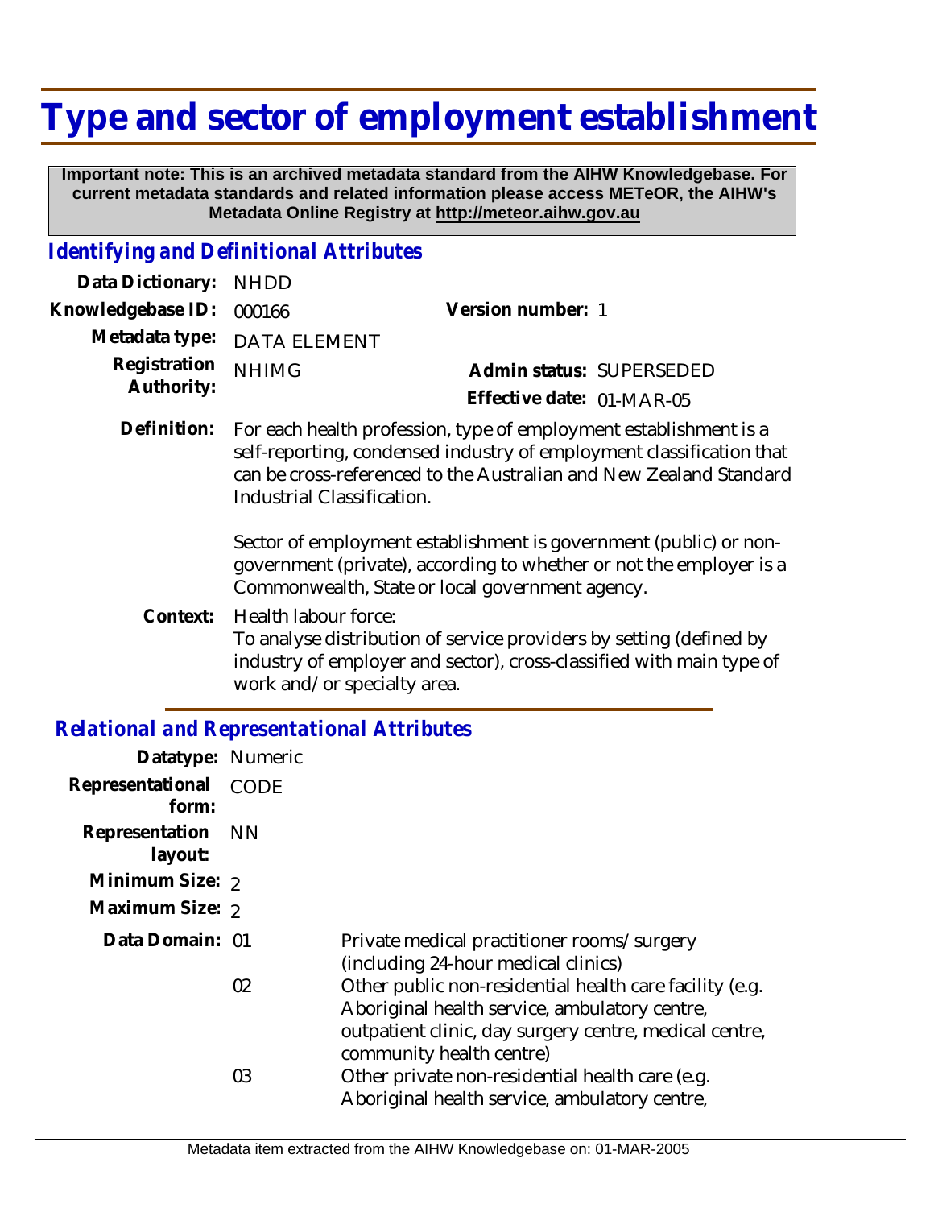# Type and sector of employment establishment

**Important note: This is an archived metadata standard from the AIHW Knowledgebase. For current metadata standards and related information please access METeOR, the AIHW's Metadata Online Registry at http://meteor.aihw.gov.au**

## *Identifying and Definitional Attributes*

| | | | |
|---|---|---|---|
| **Data Dictionary:** | NHDD | | |
| **Knowledgebase ID:** | 000166 | **Version number:** | 1 |
| **Metadata type:** | DATA ELEMENT | | |
| **Registration Authority:** | NHIMG | **Admin status:** | SUPERSEDED |
| | | **Effective date:** | 01-MAR-05 |

**Definition:** For each health profession, type of employment establishment is a self-reporting, condensed industry of employment classification that can be cross-referenced to the Australian and New Zealand Standard Industrial Classification.

Sector of employment establishment is government (public) or non-government (private), according to whether or not the employer is a Commonwealth, State or local government agency.

**Context:** Health labour force:
To analyse distribution of service providers by setting (defined by industry of employer and sector), cross-classified with main type of work and/or specialty area.

## *Relational and Representational Attributes*

**Datatype:** Numeric

**Representational form:** CODE

**Representation layout:** NN

**Minimum Size:** 2

**Maximum Size:** 2

**Data Domain:**

| Code | Description |
|---|---|
| 01 | Private medical practitioner rooms/surgery (including 24-hour medical clinics) |
| 02 | Other public non-residential health care facility (e.g. Aboriginal health service, ambulatory centre, outpatient clinic, day surgery centre, medical centre, community health centre) |
| 03 | Other private non-residential health care (e.g. Aboriginal health service, ambulatory centre, |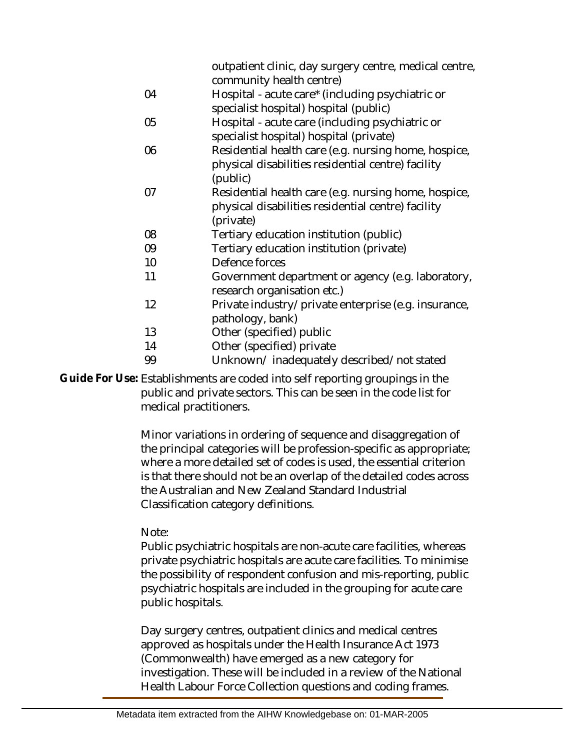outpatient clinic, day surgery centre, medical centre, community health centre)

| | |
|---|---|
| 04 | Hospital - acute care* (including psychiatric or specialist hospital) hospital (public) |
| 05 | Hospital - acute care (including psychiatric or specialist hospital) hospital (private) |
| 06 | Residential health care (e.g. nursing home, hospice, physical disabilities residential centre) facility (public) |
| 07 | Residential health care (e.g. nursing home, hospice, physical disabilities residential centre) facility (private) |
| 08 | Tertiary education institution (public) |
| 09 | Tertiary education institution (private) |
| 10 | Defence forces |
| 11 | Government department or agency (e.g. laboratory, research organisation etc.) |
| 12 | Private industry/private enterprise (e.g. insurance, pathology, bank) |
| 13 | Other (specified) public |
| 14 | Other (specified) private |
| 99 | Unknown/ inadequately described/not stated |

**Guide For Use:** Establishments are coded into self reporting groupings in the public and private sectors. This can be seen in the code list for medical practitioners.

Minor variations in ordering of sequence and disaggregation of the principal categories will be profession-specific as appropriate; where a more detailed set of codes is used, the essential criterion is that there should not be an overlap of the detailed codes across the Australian and New Zealand Standard Industrial Classification category definitions.

Note:
Public psychiatric hospitals are non-acute care facilities, whereas private psychiatric hospitals are acute care facilities. To minimise the possibility of respondent confusion and mis-reporting, public psychiatric hospitals are included in the grouping for acute care public hospitals.

Day surgery centres, outpatient clinics and medical centres approved as hospitals under the Health Insurance Act 1973 (Commonwealth) have emerged as a new category for investigation. These will be included in a review of the National Health Labour Force Collection questions and coding frames.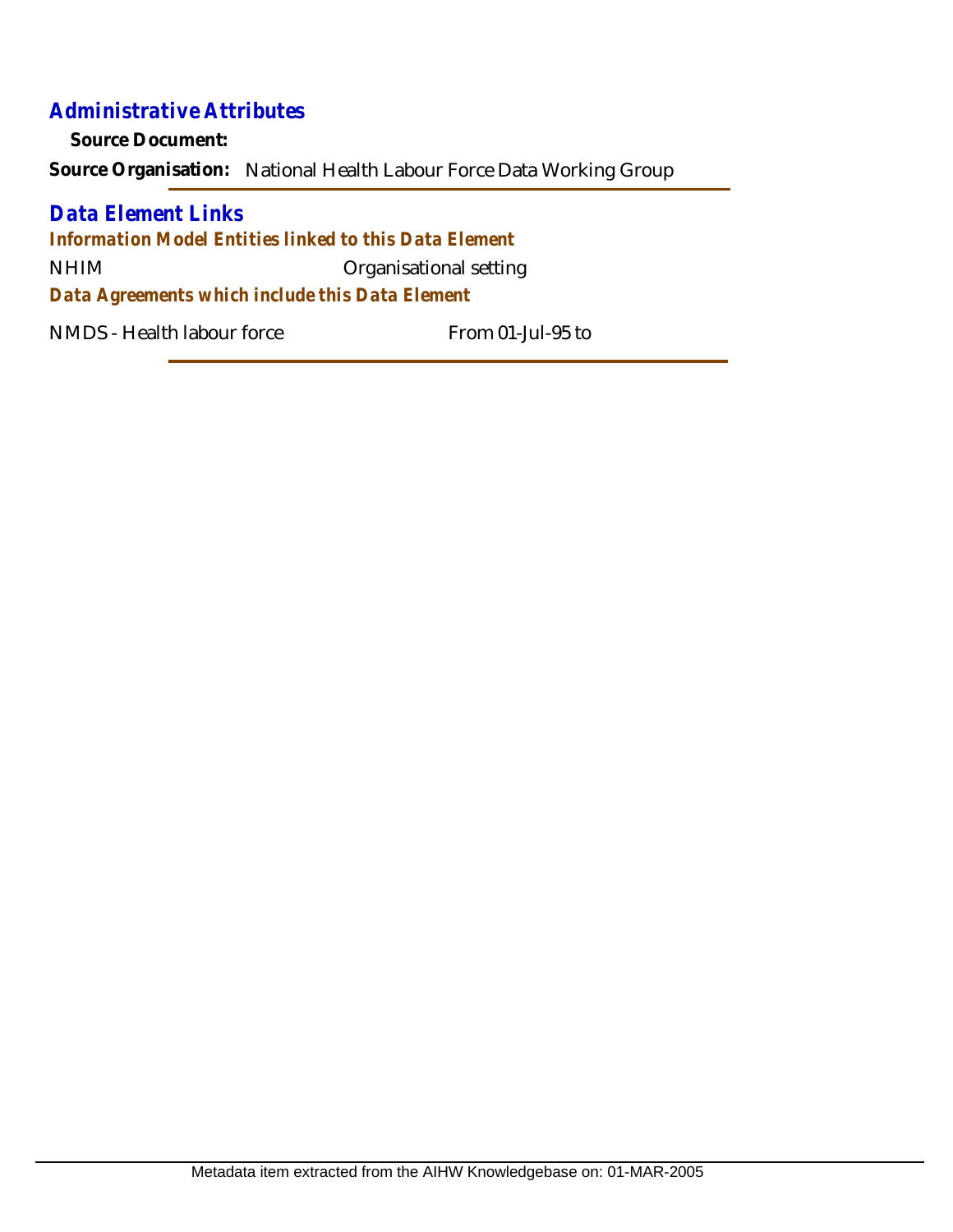## Administrative Attributes

**Source Document:**

**Source Organisation:** National Health Labour Force Data Working Group

## Data Element Links

***Information Model Entities linked to this Data Element***

NHIM Organisational setting

***Data Agreements which include this Data Element***

NMDS - Health labour force From 01-Jul-95 to

Metadata item extracted from the AIHW Knowledgebase on: 01-MAR-2005